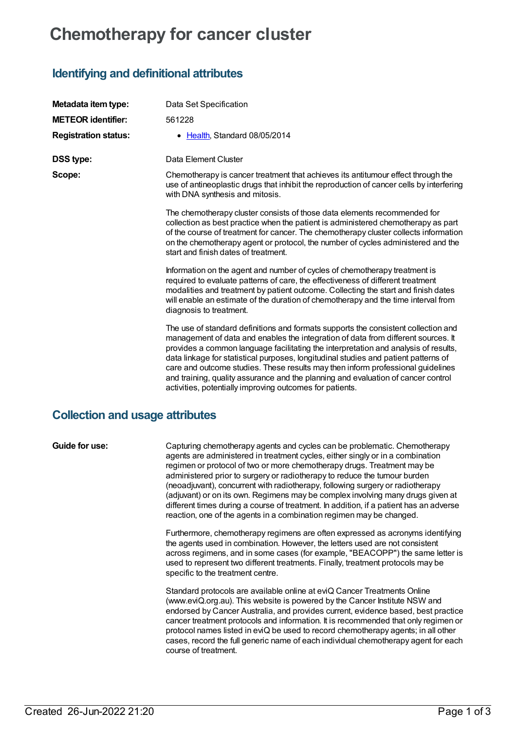# Chemotherapy for cancer cluster

## Identifying and definitional attributes

| | |
|---|---|
| **Metadata item type:** | Data Set Specification |
| **METEOR identifier:** | 561228 |
| **Registration status:** | • Health, Standard 08/05/2014 |
| **DSS type:** | Data Element Cluster |

**Scope:**

Chemotherapy is cancer treatment that achieves its antitumour effect through the use of antineoplastic drugs that inhibit the reproduction of cancer cells by interfering with DNA synthesis and mitosis.

The chemotherapy cluster consists of those data elements recommended for collection as best practice when the patient is administered chemotherapy as part of the course of treatment for cancer. The chemotherapy cluster collects information on the chemotherapy agent or protocol, the number of cycles administered and the start and finish dates of treatment.

Information on the agent and number of cycles of chemotherapy treatment is required to evaluate patterns of care, the effectiveness of different treatment modalities and treatment by patient outcome. Collecting the start and finish dates will enable an estimate of the duration of chemotherapy and the time interval from diagnosis to treatment.

The use of standard definitions and formats supports the consistent collection and management of data and enables the integration of data from different sources. It provides a common language facilitating the interpretation and analysis of results, data linkage for statistical purposes, longitudinal studies and patient patterns of care and outcome studies. These results may then inform professional guidelines and training, quality assurance and the planning and evaluation of cancer control activities, potentially improving outcomes for patients.

## Collection and usage attributes

**Guide for use:**

Capturing chemotherapy agents and cycles can be problematic. Chemotherapy agents are administered in treatment cycles, either singly or in a combination regimen or protocol of two or more chemotherapy drugs. Treatment may be administered prior to surgery or radiotherapy to reduce the tumour burden (neoadjuvant), concurrent with radiotherapy, following surgery or radiotherapy (adjuvant) or on its own. Regimens may be complex involving many drugs given at different times during a course of treatment. In addition, if a patient has an adverse reaction, one of the agents in a combination regimen may be changed.

Furthermore, chemotherapy regimens are often expressed as acronyms identifying the agents used in combination. However, the letters used are not consistent across regimens, and in some cases (for example, "BEACOPP") the same letter is used to represent two different treatments. Finally, treatment protocols may be specific to the treatment centre.

Standard protocols are available online at eviQ Cancer Treatments Online (www.eviQ.org.au). This website is powered by the Cancer Institute NSW and endorsed by Cancer Australia, and provides current, evidence based, best practice cancer treatment protocols and information. It is recommended that only regimen or protocol names listed in eviQ be used to record chemotherapy agents; in all other cases, record the full generic name of each individual chemotherapy agent for each course of treatment.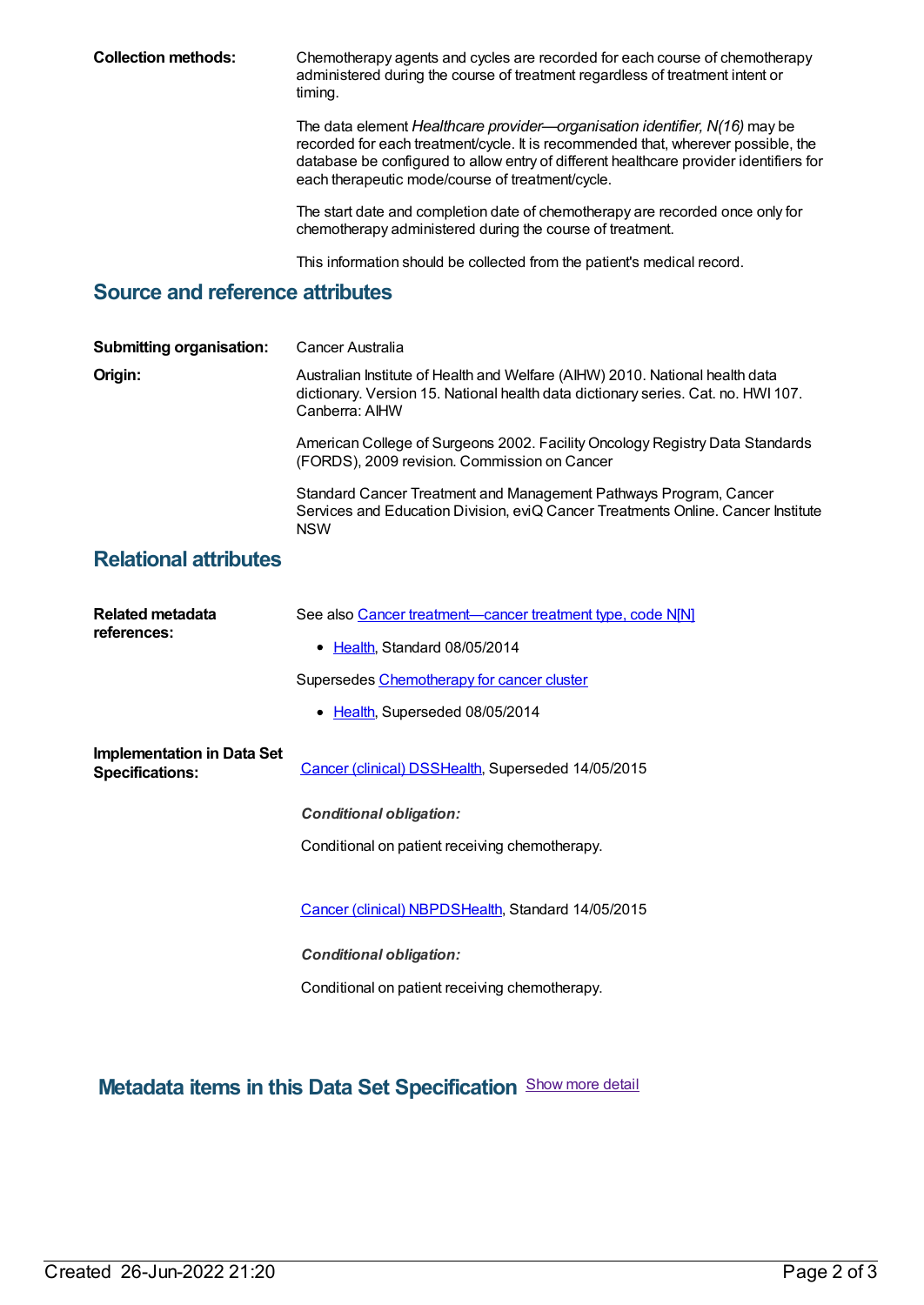**Collection methods:** Chemotherapy agents and cycles are recorded for each course of chemotherapy administered during the course of treatment regardless of treatment intent or timing.

The data element *Healthcare provider—organisation identifier, N(16)* may be recorded for each treatment/cycle. It is recommended that, wherever possible, the database be configured to allow entry of different healthcare provider identifiers for each therapeutic mode/course of treatment/cycle.

The start date and completion date of chemotherapy are recorded once only for chemotherapy administered during the course of treatment.

This information should be collected from the patient's medical record.

## Source and reference attributes

**Submitting organisation:** Cancer Australia

**Origin:** Australian Institute of Health and Welfare (AIHW) 2010. National health data dictionary. Version 15. National health data dictionary series. Cat. no. HWI 107. Canberra: AIHW

American College of Surgeons 2002. Facility Oncology Registry Data Standards (FORDS), 2009 revision. Commission on Cancer

Standard Cancer Treatment and Management Pathways Program, Cancer Services and Education Division, eviQ Cancer Treatments Online. Cancer Institute NSW

## Relational attributes

**Related metadata references:** See also Cancer treatment—cancer treatment type, code N[N]

- Health, Standard 08/05/2014

Supersedes Chemotherapy for cancer cluster

- Health, Superseded 08/05/2014

**Implementation in Data Set Specifications:**

Cancer (clinical) DSSHealth, Superseded 14/05/2015

***Conditional obligation:***

Conditional on patient receiving chemotherapy.

Cancer (clinical) NBPDSHealth, Standard 14/05/2015

***Conditional obligation:***

Conditional on patient receiving chemotherapy.

## Metadata items in this Data Set Specification Show more detail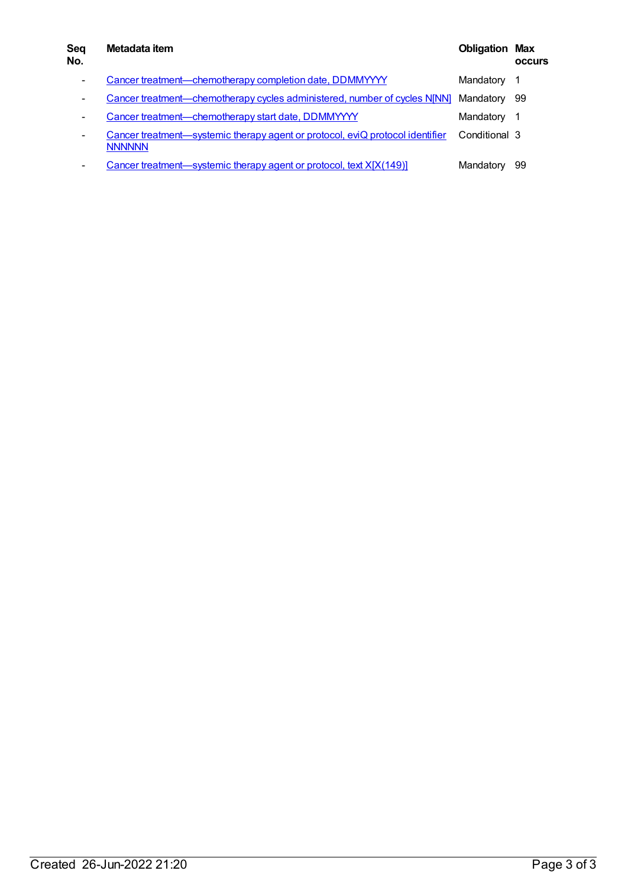| Seq No. | Metadata item | Obligation | Max occurs |
|---|---|---|---|
| - | Cancer treatment—chemotherapy completion date, DDMMYYYY | Mandatory | 1 |
| - | Cancer treatment—chemotherapy cycles administered, number of cycles N[NN] | Mandatory | 99 |
| - | Cancer treatment—chemotherapy start date, DDMMYYYY | Mandatory | 1 |
| - | Cancer treatment—systemic therapy agent or protocol, eviQ protocol identifier NNNNNN | Conditional | 3 |
| - | Cancer treatment—systemic therapy agent or protocol, text X[X(149)] | Mandatory | 99 |